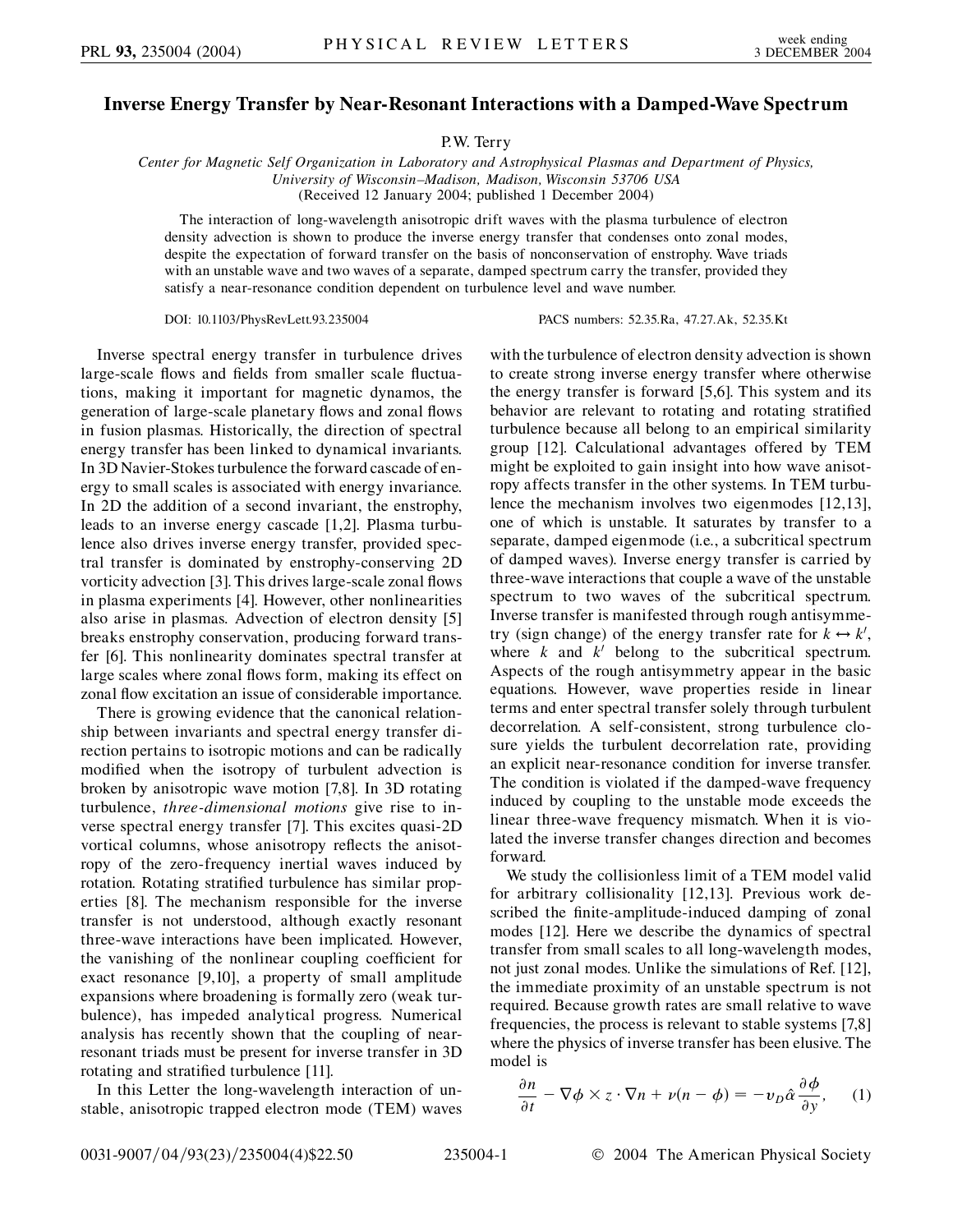# Inverse Energy Transfer by Near-Resonant Interactions with a Damped-Wave Spectrum

P.W. Terry

*Center for Magnetic Self Organization in Laboratory and Astrophysical Plasmas and Department of Physics, University of Wisconsin–Madison, Madison, Wisconsin 53706 USA*

(Received 12 January 2004; published 1 December 2004)

The interaction of long-wavelength anisotropic drift waves with the plasma turbulence of electron density advection is shown to produce the inverse energy transfer that condenses onto zonal modes, despite the expectation of forward transfer on the basis of nonconservation of enstrophy. Wave triads with an unstable wave and two waves of a separate, damped spectrum carry the transfer, provided they satisfy a near-resonance condition dependent on turbulence level and wave number.

DOI: 10.1103/PhysRevLett.93.235004 PACS numbers: 52.35.Ra, 47.27.Ak, 52.35.Kt

Inverse spectral energy transfer in turbulence drives large-scale flows and fields from smaller scale fluctuations, making it important for magnetic dynamos, the generation of large-scale planetary flows and zonal flows in fusion plasmas. Historically, the direction of spectral energy transfer has been linked to dynamical invariants. In 3D Navier-Stokes turbulence the forward cascade of energy to small scales is associated with energy invariance. In 2D the addition of a second invariant, the enstrophy, leads to an inverse energy cascade [1,2]. Plasma turbulence also drives inverse energy transfer, provided spectral transfer is dominated by enstrophy-conserving 2D vorticity advection [3]. This drives large-scale zonal flows in plasma experiments [4]. However, other nonlinearities also arise in plasmas. Advection of electron density [5] breaks enstrophy conservation, producing forward transfer [6]. This nonlinearity dominates spectral transfer at large scales where zonal flows form, making its effect on zonal flow excitation an issue of considerable importance.

There is growing evidence that the canonical relationship between invariants and spectral energy transfer direction pertains to isotropic motions and can be radically modified when the isotropy of turbulent advection is broken by anisotropic wave motion [7,8]. In 3D rotating turbulence, *three-dimensional motions* give rise to inverse spectral energy transfer [7]. This excites quasi-2D vortical columns, whose anisotropy reflects the anisotropy of the zero-frequency inertial waves induced by rotation. Rotating stratified turbulence has similar properties [8]. The mechanism responsible for the inverse transfer is not understood, although exactly resonant three-wave interactions have been implicated. However, the vanishing of the nonlinear coupling coefficient for exact resonance [9,10], a property of small amplitude expansions where broadening is formally zero (weak turbulence), has impeded analytical progress. Numerical analysis has recently shown that the coupling of near-resonant triads must be present for inverse transfer in 3D rotating and stratified turbulence [11].

In this Letter the long-wavelength interaction of unstable, anisotropic trapped electron mode (TEM) waves with the turbulence of electron density advection is shown to create strong inverse energy transfer where otherwise the energy transfer is forward [5,6]. This system and its behavior are relevant to rotating and rotating stratified turbulence because all belong to an empirical similarity group [12]. Calculational advantages offered by TEM might be exploited to gain insight into how wave anisotropy affects transfer in the other systems. In TEM turbulence the mechanism involves two eigenmodes [12,13], one of which is unstable. It saturates by transfer to a separate, damped eigenmode (i.e., a subcritical spectrum of damped waves). Inverse energy transfer is carried by three-wave interactions that couple a wave of the unstable spectrum to two waves of the subcritical spectrum. Inverse transfer is manifested through rough antisymmetry (sign change) of the energy transfer rate for $k \leftrightarrow k'$, where $k$ and $k'$ belong to the subcritical spectrum. Aspects of the rough antisymmetry appear in the basic equations. However, wave properties reside in linear terms and enter spectral transfer solely through turbulent decorrelation. A self-consistent, strong turbulence closure yields the turbulent decorrelation rate, providing an explicit near-resonance condition for inverse transfer. The condition is violated if the damped-wave frequency induced by coupling to the unstable mode exceeds the linear three-wave frequency mismatch. When it is violated the inverse transfer changes direction and becomes forward.

We study the collisionless limit of a TEM model valid for arbitrary collisionality [12,13]. Previous work described the finite-amplitude-induced damping of zonal modes [12]. Here we describe the dynamics of spectral transfer from small scales to all long-wavelength modes, not just zonal modes. Unlike the simulations of Ref. [12], the immediate proximity of an unstable spectrum is not required. Because growth rates are small relative to wave frequencies, the process is relevant to stable systems [7,8] where the physics of inverse transfer has been elusive. The model is

$$\frac{\partial n}{\partial t} - \nabla\phi \times z \cdot \nabla n + \nu(n - \phi) = -v_D \hat{\alpha} \frac{\partial \phi}{\partial y}, \quad (1)$$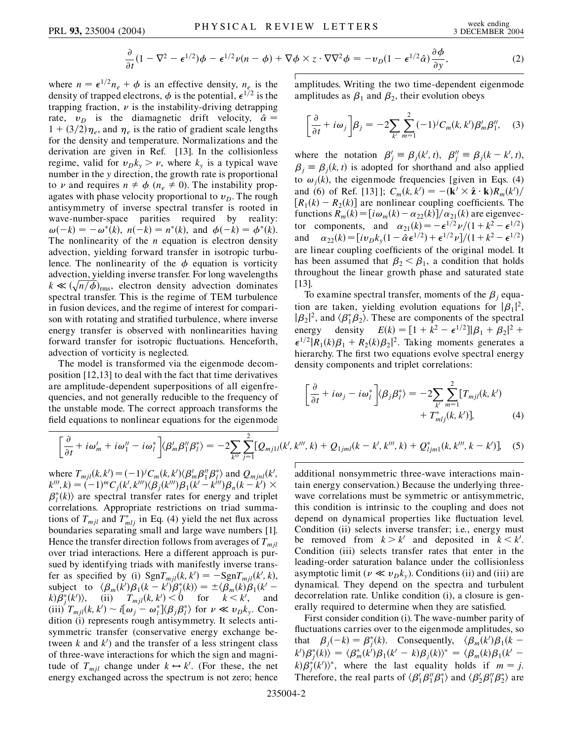$$\frac{\partial}{\partial t}(1-\nabla^2-\epsilon^{1/2})\phi-\epsilon^{1/2}\nu(n-\phi)+\nabla\phi\times z\cdot\nabla\nabla^2\phi=-v_D(1-\epsilon^{1/2}\hat{\alpha})\frac{\partial\phi}{\partial y},\tag{2}$$

where $n=\epsilon^{1/2}n_e+\phi$ is an effective density, $n_e$ is the density of trapped electrons, $\phi$ is the potential, $\epsilon^{1/2}$ is the trapping fraction, $\nu$ is the instability-driving detrapping rate, $v_D$ is the diamagnetic drift velocity, $\hat{\alpha}=1+(3/2)\eta_e$, and $\eta_e$ is the ratio of gradient scale lengths for the density and temperature. Normalizations and the derivation are given in Ref. [13]. In the collisionless regime, valid for $v_Dk_y>\nu$, where $k_y$ is a typical wave number in the $y$ direction, the growth rate is proportional to $\nu$ and requires $n\neq\phi$ ($n_e\neq0$). The instability propagates with phase velocity proportional to $v_D$. The rough antisymmetry of inverse spectral transfer is rooted in wave-number-space parities required by reality: $\omega(-k)=-\omega^*(k)$, $n(-k)=n^*(k)$, and $\phi(-k)=\phi^*(k)$. The nonlinearity of the $n$ equation is electron density advection, yielding forward transfer in isotropic turbulence. The nonlinearity of the $\phi$ equation is vorticity advection, yielding inverse transfer. For long wavelengths $k\ll(\sqrt{n/\phi})_{\rm rms}$, electron density advection dominates spectral transfer. This is the regime of TEM turbulence in fusion devices, and the regime of interest for comparison with rotating and stratified turbulence, where inverse energy transfer is observed with nonlinearities having forward transfer for isotropic fluctuations. Henceforth, advection of vorticity is neglected.

The model is transformed via the eigenmode decomposition [12,13] to deal with the fact that time derivatives are amplitude-dependent superpositions of all eigenfrequencies, and not generally reducible to the frequency of the unstable mode. The correct approach transforms the field equations to nonlinear equations for the eigenmode amplitudes. Writing the two time-dependent eigenmode amplitudes as $\beta_1$ and $\beta_2$, their evolution obeys

$$\left[\frac{\partial}{\partial t}+i\omega_j\right]\beta_j=-2\sum_{k'}\sum_{m=1}^{2}(-1)^jC_m(k,k')\beta_m'\beta_1'',\tag{3}$$

where the notation $\beta_j'\equiv\beta_j(k',t)$, $\beta_j''\equiv\beta_j(k-k',t)$, $\beta_j\equiv\beta_j(k,t)$ is adopted for shorthand and also applied to $\omega_j(k)$, the eigenmode frequencies [given in Eqs. (4) and (6) of Ref. [13]]; $C_m(k,k')=-(\mathbf{k}'\times\hat{\mathbf{z}}\cdot\mathbf{k})R_m(k')/[R_1(k)-R_2(k)]$ are nonlinear coupling coefficients. The functions $R_m(k)=[i\omega_m(k)-\alpha_{22}(k)]/\alpha_{21}(k)$ are eigenvector components, and $\alpha_{21}(k)=-\epsilon^{1/2}\nu/(1+k^2-\epsilon^{1/2})$ and $\alpha_{22}(k)=[iv_Dk_y(1-\hat{\alpha}\epsilon^{1/2})+\epsilon^{1/2}\nu]/(1+k^2-\epsilon^{1/2})$ are linear coupling coefficients of the original model. It has been assumed that $\beta_2<\beta_1$, a condition that holds throughout the linear growth phase and saturated state [13].

To examine spectral transfer, moments of the $\beta_j$ equation are taken, yielding evolution equations for $|\beta_1|^2$, $|\beta_2|^2$, and $\langle\beta_1^*\beta_2\rangle$. These are components of the spectral energy density $E(k)=[1+k^2-\epsilon^{1/2}]|\beta_1+\beta_2|^2+\epsilon^{1/2}|R_1(k)\beta_1+R_2(k)\beta_2|^2$. Taking moments generates a hierarchy. The first two equations evolve spectral energy density components and triplet correlations:

$$\left[\frac{\partial}{\partial t}+i\omega_j-i\omega_l^*\right]\langle\beta_j\beta_l^*\rangle=-2\sum_{k'}\sum_{m=1}^{2}[T_{mjl}(k,k')+T_{mlj}^*(k,k')],\tag{4}$$

$$\left[\frac{\partial}{\partial t}+i\omega_m'+i\omega_1''-i\omega_l^*\right]\langle\beta_m'\beta_1''\beta_l^*\rangle=-2\sum_{k'''}\sum_{j=1}^{2}[Q_{mj1l}(k',k''',k)+Q_{1jml}(k-k',k''',k)+Q_{ljm1}^*(k,k''',k-k')],\tag{5}$$

where $T_{mjl}(k,k')=(-1)^jC_m(k,k')\langle\beta_m'\beta_1''\beta_l^*\rangle$ and $Q_{mjnl}(k',k''',k)=(-1)^mC_j(k',k''')\langle\beta_j(k''')\beta_1(k'-k''')\beta_n(k-k')\times\beta_l^*(k)\rangle$ are spectral transfer rates for energy and triplet correlations. Appropriate restrictions on triad summations of $T_{mjl}$ and $T_{mlj}^*$ in Eq. (4) yield the net flux across boundaries separating small and large wave numbers [1]. Hence the transfer direction follows from averages of $T_{mjl}$ over triad interactions. Here a different approach is pursued by identifying triads with manifestly inverse transfer as specified by (i) $\mathrm{Sgn}T_{mjl}(k,k')=-\mathrm{Sgn}T_{mjl}(k',k)$, subject to $\langle\beta_m(k')\beta_1(k-k')\beta_j^*(k)\rangle=\pm\langle\beta_m(k)\beta_1(k'-k)\beta_j^*(k')\rangle$, (ii) $T_{mjl}(k,k')<0$ for $k<k'$, and (iii) $T_{mjl}(k,k')\sim i[\omega_j-\omega_l^*]\langle\beta_j\beta_l^*\rangle$ for $\nu\ll v_Dk_y$. Condition (i) represents rough antisymmetry. It selects antisymmetric transfer (conservative energy exchange between $k$ and $k'$) and the transfer of a less stringent class of three-wave interactions for which the sign and magnitude of $T_{mjl}$ change under $k\leftrightarrow k'$. (For these, the net energy exchanged across the spectrum is not zero; hence additional nonsymmetric three-wave interactions maintain energy conservation.) Because the underlying three-wave correlations must be symmetric or antisymmetric, this condition is intrinsic to the coupling and does not depend on dynamical properties like fluctuation level. Condition (ii) selects inverse transfer; i.e., energy must be removed from $k>k'$ and deposited in $k<k'$. Condition (iii) selects transfer rates that enter in the leading-order saturation balance under the collisionless asymptotic limit ($\nu\ll v_Dk_y$). Conditions (ii) and (iii) are dynamical. They depend on the spectra and turbulent decorrelation rate. Unlike condition (i), a closure is generally required to determine when they are satisfied.

First consider condition (i). The wave-number parity of fluctuations carries over to the eigenmode amplitudes, so that $\beta_j(-k)=\beta_j^*(k)$. Consequently, $\langle\beta_m(k')\beta_1(k-k')\beta_j^*(k)\rangle=\langle\beta_m^*(k')\beta_1(k'-k)\beta_j(k)\rangle^*=\langle\beta_m(k)\beta_1(k'-k)\beta_j^*(k')\rangle^*$, where the last equality holds if $m=j$. Therefore, the real parts of $\langle\beta_1'\beta_1''\beta_1^*\rangle$ and $\langle\beta_2'\beta_1''\beta_2^*\rangle$ are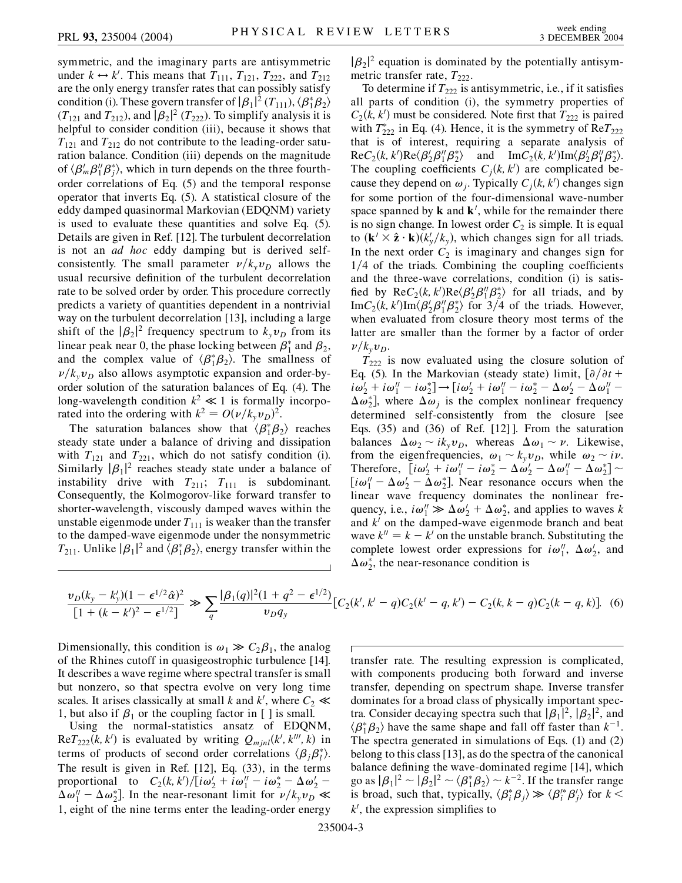symmetric, and the imaginary parts are antisymmetric under $k \leftrightarrow k'$. This means that $T_{111}$, $T_{121}$, $T_{222}$, and $T_{212}$ are the only energy transfer rates that can possibly satisfy condition (i). These govern transfer of $|\beta_1|^2$ ($T_{111}$), $\langle \beta_1^* \beta_2 \rangle$ ($T_{121}$ and $T_{212}$), and $|\beta_2|^2$ ($T_{222}$). To simplify analysis it is helpful to consider condition (iii), because it shows that $T_{121}$ and $T_{212}$ do not contribute to the leading-order saturation balance. Condition (iii) depends on the magnitude of $\langle \beta_m' \beta_1'' \beta_j^* \rangle$, which in turn depends on the three fourth-order correlations of Eq. (5) and the temporal response operator that inverts Eq. (5). A statistical closure of the eddy damped quasinormal Markovian (EDQNM) variety is used to evaluate these quantities and solve Eq. (5). Details are given in Ref. [12]. The turbulent decorrelation is not an *ad hoc* eddy damping but is derived self-consistently. The small parameter $\nu / k_y v_D$ allows the usual recursive definition of the turbulent decorrelation rate to be solved order by order. This procedure correctly predicts a variety of quantities dependent in a nontrivial way on the turbulent decorrelation [13], including a large shift of the $|\beta_2|^2$ frequency spectrum to $k_y v_D$ from its linear peak near 0, the phase locking between $\beta_1^*$ and $\beta_2$, and the complex value of $\langle \beta_1^* \beta_2 \rangle$. The smallness of $\nu / k_y v_D$ also allows asymptotic expansion and order-by-order solution of the saturation balances of Eq. (4). The long-wavelength condition $k^2 \ll 1$ is formally incorporated into the ordering with $k^2 = O(\nu / k_y v_D)^2$.

The saturation balances show that $\langle \beta_1^* \beta_2 \rangle$ reaches steady state under a balance of driving and dissipation with $T_{121}$ and $T_{221}$, which do not satisfy condition (i). Similarly $|\beta_1|^2$ reaches steady state under a balance of instability drive with $T_{211}$; $T_{111}$ is subdominant. Consequently, the Kolmogorov-like forward transfer to shorter-wavelength, viscously damped waves within the unstable eigenmode under $T_{111}$ is weaker than the transfer to the damped-wave eigenmode under the nonsymmetric $T_{211}$. Unlike $|\beta_1|^2$ and $\langle \beta_1^* \beta_2 \rangle$, energy transfer within the $|\beta_2|^2$ equation is dominated by the potentially antisymmetric transfer rate, $T_{222}$.

To determine if $T_{222}$ is antisymmetric, i.e., if it satisfies all parts of condition (i), the symmetry properties of $C_2(k, k')$ must be considered. Note first that $T_{222}$ is paired with $T_{222}^*$ in Eq. (4). Hence, it is the symmetry of $\mathrm{Re} T_{222}$ that is of interest, requiring a separate analysis of $\mathrm{Re} C_2(k, k') \mathrm{Re} \langle \beta_2' \beta_1'' \beta_2^* \rangle$ and $\mathrm{Im} C_2(k, k') \mathrm{Im} \langle \beta_2' \beta_1'' \beta_2^* \rangle$. The coupling coefficients $C_j(k, k')$ are complicated because they depend on $\omega_j$. Typically $C_j(k, k')$ changes sign for some portion of the four-dimensional wave-number space spanned by $\mathbf{k}$ and $\mathbf{k}'$, while for the remainder there is no sign change. In lowest order $C_2$ is simple. It is equal to $(\mathbf{k}' \times \hat{\mathbf{z}} \cdot \mathbf{k})(k_y'/k_y)$, which changes sign for all triads. In the next order $C_2$ is imaginary and changes sign for $1/4$ of the triads. Combining the coupling coefficients and the three-wave correlations, condition (i) is satisfied by $\mathrm{Re} C_2(k, k') \mathrm{Re} \langle \beta_2' \beta_1'' \beta_2^* \rangle$ for all triads, and by $\mathrm{Im} C_2(k, k') \mathrm{Im} \langle \beta_2' \beta_1'' \beta_2^* \rangle$ for $3/4$ of the triads. However, when evaluated from closure theory most terms of the latter are smaller than the former by a factor of order $\nu / k_y v_D$.

$T_{222}$ is now evaluated using the closure solution of Eq. (5). In the Markovian (steady state) limit, $[\partial/\partial t + i\omega_2' + i\omega_1'' - i\omega_2^*] \rightarrow [i\omega_2' + i\omega_1'' - i\omega_2^* - \Delta\omega_2' - \Delta\omega_1'' - \Delta\omega_2^*]$, where $\Delta\omega_j$ is the complex nonlinear frequency determined self-consistently from the closure [see Eqs. (35) and (36) of Ref. [12]]. From the saturation balances $\Delta\omega_2 \sim i k_y v_D$, whereas $\Delta\omega_1 \sim \nu$. Likewise, from the eigenfrequencies, $\omega_1 \sim k_y v_D$, while $\omega_2 \sim i\nu$. Therefore, $[i\omega_2' + i\omega_1'' - i\omega_2^* - \Delta\omega_2' - \Delta\omega_1'' - \Delta\omega_2^*] \sim [i\omega_1'' - \Delta\omega_2' - \Delta\omega_2^*]$. Near resonance occurs when the linear wave frequency dominates the nonlinear frequency, i.e., $i\omega_1'' \gg \Delta\omega_2' + \Delta\omega_2^*$, and applies to waves $k$ and $k'$ on the damped-wave eigenmode branch and beat wave $k'' = k - k'$ on the unstable branch. Substituting the complete lowest order expressions for $i\omega_1''$, $\Delta\omega_2'$, and $\Delta\omega_2^*$, the near-resonance condition is

$$\frac{v_D(k_y - k_y')(1 - \epsilon^{1/2}\hat{\alpha})^2}{[1 + (k - k')^2 - \epsilon^{1/2}]} \gg \sum_q \frac{|\beta_1(q)|^2(1 + q^2 - \epsilon^{1/2})}{v_D q_y} [C_2(k', k' - q) C_2(k' - q, k') - C_2(k, k - q) C_2(k - q, k)]. \quad (6)$$

Dimensionally, this condition is $\omega_1 \gg C_2 \beta_1$, the analog of the Rhines cutoff in quasigeostrophic turbulence [14]. It describes a wave regime where spectral transfer is small but nonzero, so that spectra evolve on very long time scales. It arises classically at small $k$ and $k'$, where $C_2 \ll 1$, but also if $\beta_1$ or the coupling factor in [ ] is small.

Using the normal-statistics ansatz of EDQNM, $\mathrm{Re} T_{222}(k, k')$ is evaluated by writing $Q_{mjnl}(k', k''', k)$ in terms of products of second order correlations $\langle \beta_j \beta_l^* \rangle$. The result is given in Ref. [12], Eq. (33), in the terms proportional to $C_2(k, k')/[i\omega_2' + i\omega_1'' - i\omega_2^* - \Delta\omega_2' - \Delta\omega_1'' - \Delta\omega_2^*]$. In the near-resonant limit for $\nu / k_y v_D \ll 1$, eight of the nine terms enter the leading-order energy transfer rate. The resulting expression is complicated, with components producing both forward and inverse transfer, depending on spectrum shape. Inverse transfer dominates for a broad class of physically important spectra. Consider decaying spectra such that $|\beta_1|^2$, $|\beta_2|^2$, and $\langle \beta_1^* \beta_2 \rangle$ have the same shape and fall off faster than $k^{-1}$. The spectra generated in simulations of Eqs. (1) and (2) belong to this class [13], as do the spectra of the canonical balance defining the wave-dominated regime [14], which go as $|\beta_1|^2 \sim |\beta_2|^2 \sim \langle \beta_1^* \beta_2 \rangle \sim k^{-2}$. If the transfer range is broad, such that, typically, $\langle \beta_i^* \beta_j \rangle \gg \langle \beta_i'^* \beta_j' \rangle$ for $k < k'$, the expression simplifies to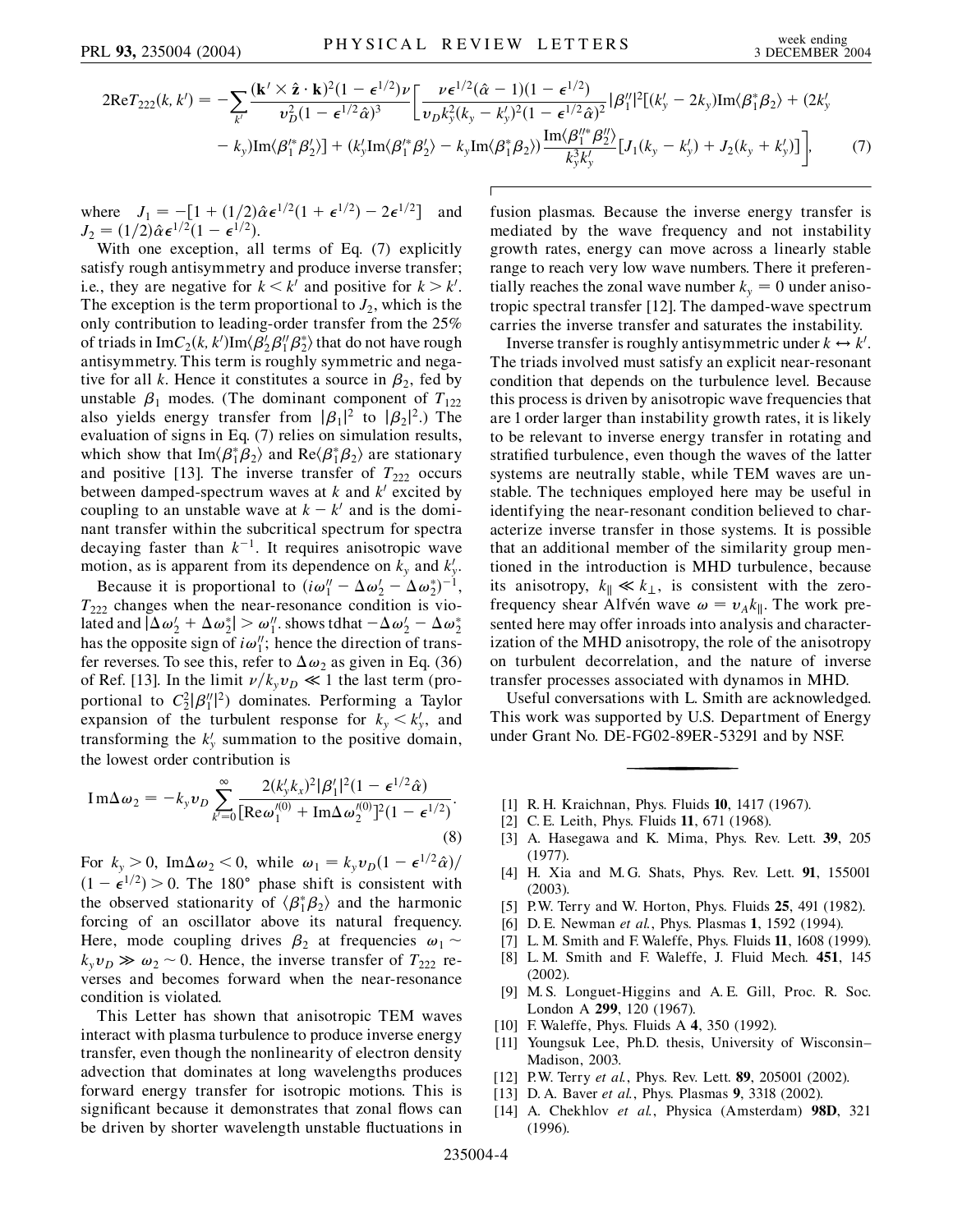$$
2\mathrm{Re}T_{222}(k,k') = -\sum_{k'} \frac{(\mathbf{k}'\times\hat{\mathbf{z}}\cdot\mathbf{k})^2(1-\epsilon^{1/2})\nu}{v_D^2(1-\epsilon^{1/2}\hat{\alpha})^3}\Big[\frac{\nu\epsilon^{1/2}(\hat{\alpha}-1)(1-\epsilon^{1/2})}{v_D k_y^2(k_y-k_y')^2(1-\epsilon^{1/2}\hat{\alpha})^2}|\beta_1''|^2[(k_y'-2k_y)\mathrm{Im}\langle\beta_1^*\beta_2\rangle + (2k_y' - k_y)\mathrm{Im}\langle\beta_1'^*\beta_2'\rangle] + (k_y'\mathrm{Im}\langle\beta_1'^*\beta_2'\rangle - k_y\mathrm{Im}\langle\beta_1^*\beta_2\rangle)\frac{\mathrm{Im}\langle\beta_1''^*\beta_2''\rangle}{k_y^3k_y'}[J_1(k_y-k_y') + J_2(k_y+k_y')]\Big], \qquad (7)
$$

where $J_1 = -[1 + (1/2)\hat{\alpha}\epsilon^{1/2}(1+\epsilon^{1/2}) - 2\epsilon^{1/2}]$ and $J_2 = (1/2)\hat{\alpha}\epsilon^{1/2}(1-\epsilon^{1/2})$.

With one exception, all terms of Eq. (7) explicitly satisfy rough antisymmetry and produce inverse transfer; i.e., they are negative for $k < k'$ and positive for $k > k'$. The exception is the term proportional to $J_2$, which is the only contribution to leading-order transfer from the 25% of triads in $\mathrm{Im}C_2(k,k')\mathrm{Im}\langle\beta_2'\beta_1''\beta_2^*\rangle$ that do not have rough antisymmetry. This term is roughly symmetric and negative for all $k$. Hence it constitutes a source in $\beta_2$, fed by unstable $\beta_1$ modes. (The dominant component of $T_{122}$ also yields energy transfer from $|\beta_1|^2$ to $|\beta_2|^2$.) The evaluation of signs in Eq. (7) relies on simulation results, which show that $\mathrm{Im}\langle\beta_1^*\beta_2\rangle$ and $\mathrm{Re}\langle\beta_1^*\beta_2\rangle$ are stationary and positive [13]. The inverse transfer of $T_{222}$ occurs between damped-spectrum waves at $k$ and $k'$ excited by coupling to an unstable wave at $k - k'$ and is the dominant transfer within the subcritical spectrum for spectra decaying faster than $k^{-1}$. It requires anisotropic wave motion, as is apparent from its dependence on $k_y$ and $k_y'$.

Because it is proportional to $(i\omega_1'' - \Delta\omega_2' - \Delta\omega_2^*)^{-1}$, $T_{222}$ changes when the near-resonance condition is violated and $|\Delta\omega_2' + \Delta\omega_2^*| > \omega_1''$. shows tdhat $-\Delta\omega_2' - \Delta\omega_2^*$ has the opposite sign of $i\omega_1''$; hence the direction of transfer reverses. To see this, refer to $\Delta\omega_2$ as given in Eq. (36) of Ref. [13]. In the limit $\nu/k_y v_D \ll 1$ the last term (proportional to $C_2^2|\beta_1''|^2$) dominates. Performing a Taylor expansion of the turbulent response for $k_y < k_y'$, and transforming the $k_y'$ summation to the positive domain, the lowest order contribution is

$$
\mathrm{Im}\Delta\omega_2 = -k_y v_D \sum_{k'=0}^{\infty} \frac{2(k_y'k_x)^2|\beta_1'|^2(1-\epsilon^{1/2}\hat{\alpha})}{[\mathrm{Re}\omega_1'^{(0)} + \mathrm{Im}\Delta\omega_2'^{(0)}]^2(1-\epsilon^{1/2})}. \qquad (8)
$$

For $k_y > 0$, $\mathrm{Im}\Delta\omega_2 < 0$, while $\omega_1 = k_y v_D(1-\epsilon^{1/2}\hat{\alpha})/(1-\epsilon^{1/2}) > 0$. The 180° phase shift is consistent with the observed stationarity of $\langle\beta_1^*\beta_2\rangle$ and the harmonic forcing of an oscillator above its natural frequency. Here, mode coupling drives $\beta_2$ at frequencies $\omega_1 \sim k_y v_D \gg \omega_2 \sim 0$. Hence, the inverse transfer of $T_{222}$ reverses and becomes forward when the near-resonance condition is violated.

This Letter has shown that anisotropic TEM waves interact with plasma turbulence to produce inverse energy transfer, even though the nonlinearity of electron density advection that dominates at long wavelengths produces forward energy transfer for isotropic motions. This is significant because it demonstrates that zonal flows can be driven by shorter wavelength unstable fluctuations in fusion plasmas. Because the inverse energy transfer is mediated by the wave frequency and not instability growth rates, energy can move across a linearly stable range to reach very low wave numbers. There it preferentially reaches the zonal wave number $k_y = 0$ under anisotropic spectral transfer [12]. The damped-wave spectrum carries the inverse transfer and saturates the instability.

Inverse transfer is roughly antisymmetric under $k \leftrightarrow k'$. The triads involved must satisfy an explicit near-resonant condition that depends on the turbulence level. Because this process is driven by anisotropic wave frequencies that are 1 order larger than instability growth rates, it is likely to be relevant to inverse energy transfer in rotating and stratified turbulence, even though the waves of the latter systems are neutrally stable, while TEM waves are unstable. The techniques employed here may be useful in identifying the near-resonant condition believed to characterize inverse transfer in those systems. It is possible that an additional member of the similarity group mentioned in the introduction is MHD turbulence, because its anisotropy, $k_\parallel \ll k_\perp$, is consistent with the zero-frequency shear Alfvén wave $\omega = v_A k_\parallel$. The work presented here may offer inroads into analysis and characterization of the MHD anisotropy, the role of the anisotropy on turbulent decorrelation, and the nature of inverse transfer processes associated with dynamos in MHD.

Useful conversations with L. Smith are acknowledged. This work was supported by U.S. Department of Energy under Grant No. DE-FG02-89ER-53291 and by NSF.

---

[1] R. H. Kraichnan, Phys. Fluids **10**, 1417 (1967).
[2] C. E. Leith, Phys. Fluids **11**, 671 (1968).
[3] A. Hasegawa and K. Mima, Phys. Rev. Lett. **39**, 205 (1977).
[4] H. Xia and M. G. Shats, Phys. Rev. Lett. **91**, 155001 (2003).
[5] P. W. Terry and W. Horton, Phys. Fluids **25**, 491 (1982).
[6] D. E. Newman *et al.*, Phys. Plasmas **1**, 1592 (1994).
[7] L. M. Smith and F. Waleffe, Phys. Fluids **11**, 1608 (1999).
[8] L. M. Smith and F. Waleffe, J. Fluid Mech. **451**, 145 (2002).
[9] M. S. Longuet-Higgins and A. E. Gill, Proc. R. Soc. London A **299**, 120 (1967).
[10] F. Waleffe, Phys. Fluids A **4**, 350 (1992).
[11] Yougsuk Lee, Ph.D. thesis, University of Wisconsin–Madison, 2003.
[12] P. W. Terry *et al.*, Phys. Rev. Lett. **89**, 205001 (2002).
[13] D. A. Baver *et al.*, Phys. Plasmas **9**, 3318 (2002).
[14] A. Chekhlov *et al.*, Physica (Amsterdam) **98D**, 321 (1996).